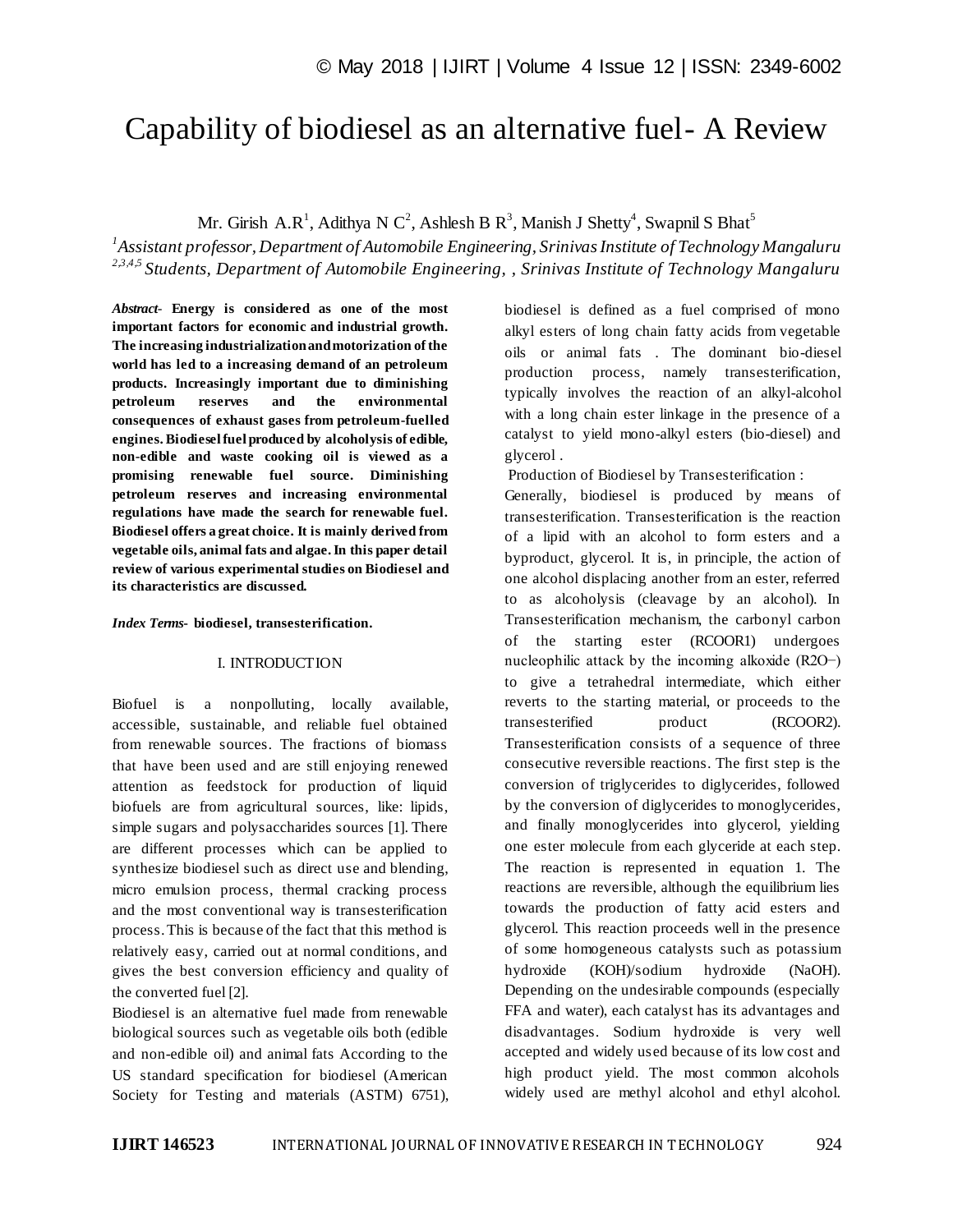# Capability of biodiesel as an alternative fuel- A Review

Mr. Girish A.R[1], Adithya N C[2], Ashlesh B R[3], Manish J Shetty[4], Swapnil S Bhat[5]

*[1]Assistant professor, Department of Automobile Engineering, Srinivas Institute of Technology Mangaluru*
*[2,3,4,5] Students, Department of Automobile Engineering, , Srinivas Institute of Technology Mangaluru*

***Abstract-*** **Energy is considered as one of the most important factors for economic and industrial growth. The increasing industrialization and motorization of the world has led to a increasing demand of an petroleum products. Increasingly important due to diminishing petroleum reserves and the environmental consequences of exhaust gases from petroleum-fuelled engines. Biodiesel fuel produced by alcoholysis of edible, non-edible and waste cooking oil is viewed as a promising renewable fuel source. Diminishing petroleum reserves and increasing environmental regulations have made the search for renewable fuel. Biodiesel offers a great choice. It is mainly derived from vegetable oils, animal fats and algae. In this paper detail review of various experimental studies on Biodiesel and its characteristics are discussed.**

***Index Terms-*** **biodiesel, transesterification.**

## I. INTRODUCTION

Biofuel is a nonpolluting, locally available, accessible, sustainable, and reliable fuel obtained from renewable sources. The fractions of biomass that have been used and are still enjoying renewed attention as feedstock for production of liquid biofuels are from agricultural sources, like: lipids, simple sugars and polysaccharides sources [1]. There are different processes which can be applied to synthesize biodiesel such as direct use and blending, micro emulsion process, thermal cracking process and the most conventional way is transesterification process. This is because of the fact that this method is relatively easy, carried out at normal conditions, and gives the best conversion efficiency and quality of the converted fuel [2].

Biodiesel is an alternative fuel made from renewable biological sources such as vegetable oils both (edible and non-edible oil) and animal fats According to the US standard specification for biodiesel (American Society for Testing and materials (ASTM) 6751), biodiesel is defined as a fuel comprised of mono alkyl esters of long chain fatty acids from vegetable oils or animal fats . The dominant bio-diesel production process, namely transesterification, typically involves the reaction of an alkyl-alcohol with a long chain ester linkage in the presence of a catalyst to yield mono-alkyl esters (bio-diesel) and glycerol .

Production of Biodiesel by Transesterification :

Generally, biodiesel is produced by means of transesterification. Transesterification is the reaction of a lipid with an alcohol to form esters and a byproduct, glycerol. It is, in principle, the action of one alcohol displacing another from an ester, referred to as alcoholysis (cleavage by an alcohol). In Transesterification mechanism, the carbonyl carbon of the starting ester ($RCOOR1$) undergoes nucleophilic attack by the incoming alkoxide ($R2O^-$) to give a tetrahedral intermediate, which either reverts to the starting material, or proceeds to the transesterified product ($RCOOR2$). Transesterification consists of a sequence of three consecutive reversible reactions. The first step is the conversion of triglycerides to diglycerides, followed by the conversion of diglycerides to monoglycerides, and finally monoglycerides into glycerol, yielding one ester molecule from each glyceride at each step. The reaction is represented in equation 1. The reactions are reversible, although the equilibrium lies towards the production of fatty acid esters and glycerol. This reaction proceeds well in the presence of some homogeneous catalysts such as potassium hydroxide (KOH)/sodium hydroxide (NaOH). Depending on the undesirable compounds (especially FFA and water), each catalyst has its advantages and disadvantages. Sodium hydroxide is very well accepted and widely used because of its low cost and high product yield. The most common alcohols widely used are methyl alcohol and ethyl alcohol.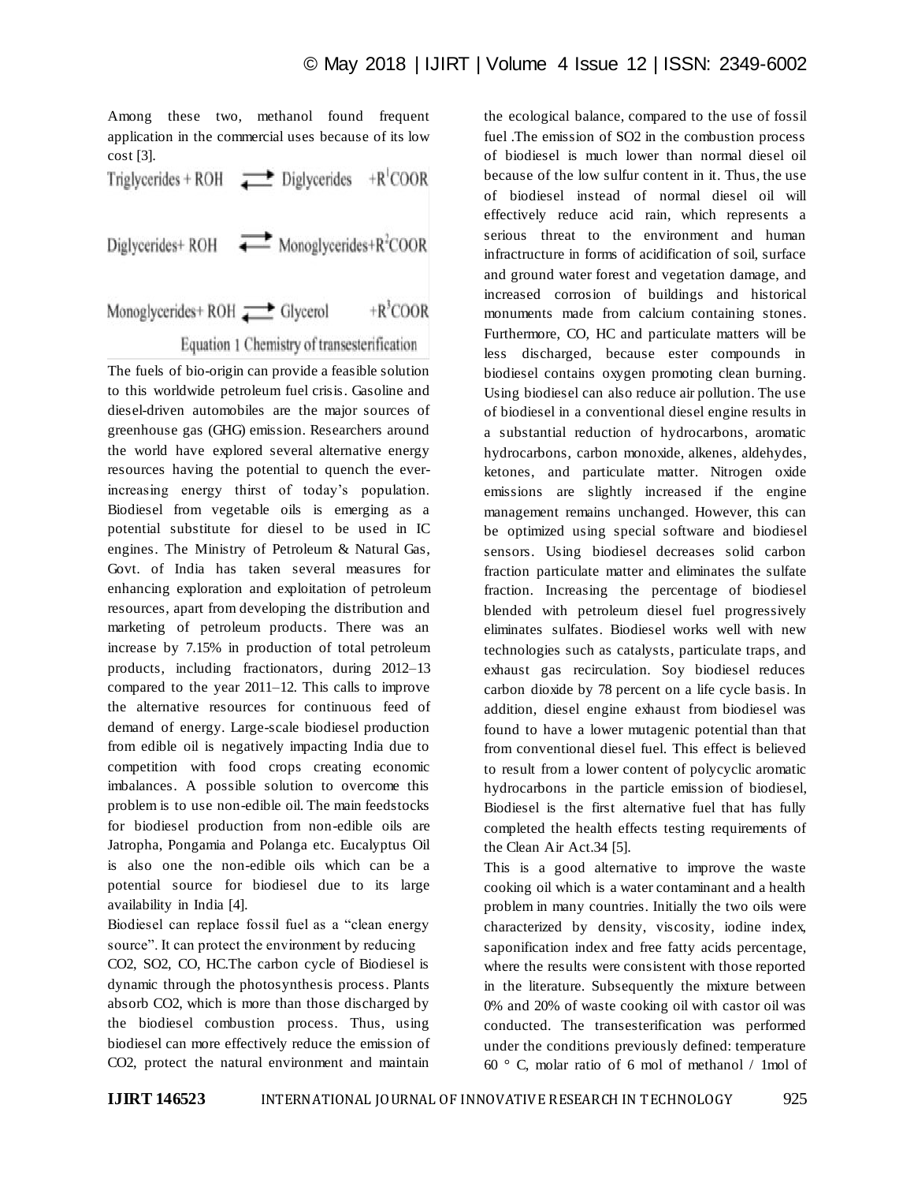Among these two, methanol found frequent application in the commercial uses because of its low cost [3].

$$\text{Triglycerides} + \text{ROH} \rightleftharpoons \text{Diglycerides} + R^1COOR$$

$$\text{Diglycerides} + \text{ROH} \rightleftharpoons \text{Monoglycerides} + R^2COOR$$

$$\text{Monoglycerides} + \text{ROH} \rightleftharpoons \text{Glycerol} + R^3COOR$$

Equation 1 Chemistry of transesterification

The fuels of bio-origin can provide a feasible solution to this worldwide petroleum fuel crisis. Gasoline and diesel-driven automobiles are the major sources of greenhouse gas (GHG) emission. Researchers around the world have explored several alternative energy resources having the potential to quench the ever-increasing energy thirst of today's population. Biodiesel from vegetable oils is emerging as a potential substitute for diesel to be used in IC engines. The Ministry of Petroleum & Natural Gas, Govt. of India has taken several measures for enhancing exploration and exploitation of petroleum resources, apart from developing the distribution and marketing of petroleum products. There was an increase by 7.15% in production of total petroleum products, including fractionators, during 2012–13 compared to the year 2011–12. This calls to improve the alternative resources for continuous feed of demand of energy. Large-scale biodiesel production from edible oil is negatively impacting India due to competition with food crops creating economic imbalances. A possible solution to overcome this problem is to use non-edible oil. The main feedstocks for biodiesel production from non-edible oils are Jatropha, Pongamia and Polanga etc. Eucalyptus Oil is also one the non-edible oils which can be a potential source for biodiesel due to its large availability in India [4].

Biodiesel can replace fossil fuel as a "clean energy source". It can protect the environment by reducing $CO_2$, $SO_2$, CO, HC.The carbon cycle of Biodiesel is dynamic through the photosynthesis process. Plants absorb $CO_2$, which is more than those discharged by the biodiesel combustion process. Thus, using biodiesel can more effectively reduce the emission of $CO_2$, protect the natural environment and maintain the ecological balance, compared to the use of fossil fuel .The emission of $SO_2$ in the combustion process of biodiesel is much lower than normal diesel oil because of the low sulfur content in it. Thus, the use of biodiesel instead of normal diesel oil will effectively reduce acid rain, which represents a serious threat to the environment and human infractructure in forms of acidification of soil, surface and ground water forest and vegetation damage, and increased corrosion of buildings and historical monuments made from calcium containing stones. Furthermore, CO, HC and particulate matters will be less discharged, because ester compounds in biodiesel contains oxygen promoting clean burning. Using biodiesel can also reduce air pollution. The use of biodiesel in a conventional diesel engine results in a substantial reduction of hydrocarbons, aromatic hydrocarbons, carbon monoxide, alkenes, aldehydes, ketones, and particulate matter. Nitrogen oxide emissions are slightly increased if the engine management remains unchanged. However, this can be optimized using special software and biodiesel sensors. Using biodiesel decreases solid carbon fraction particulate matter and eliminates the sulfate fraction. Increasing the percentage of biodiesel blended with petroleum diesel fuel progressively eliminates sulfates. Biodiesel works well with new technologies such as catalysts, particulate traps, and exhaust gas recirculation. Soy biodiesel reduces carbon dioxide by 78 percent on a life cycle basis. In addition, diesel engine exhaust from biodiesel was found to have a lower mutagenic potential than that from conventional diesel fuel. This effect is believed to result from a lower content of polycyclic aromatic hydrocarbons in the particle emission of biodiesel, Biodiesel is the first alternative fuel that has fully completed the health effects testing requirements of the Clean Air Act.34 [5].

This is a good alternative to improve the waste cooking oil which is a water contaminant and a health problem in many countries. Initially the two oils were characterized by density, viscosity, iodine index, saponification index and free fatty acids percentage, where the results were consistent with those reported in the literature. Subsequently the mixture between 0% and 20% of waste cooking oil with castor oil was conducted. The transesterification was performed under the conditions previously defined: temperature 60 ° C, molar ratio of 6 mol of methanol / 1mol of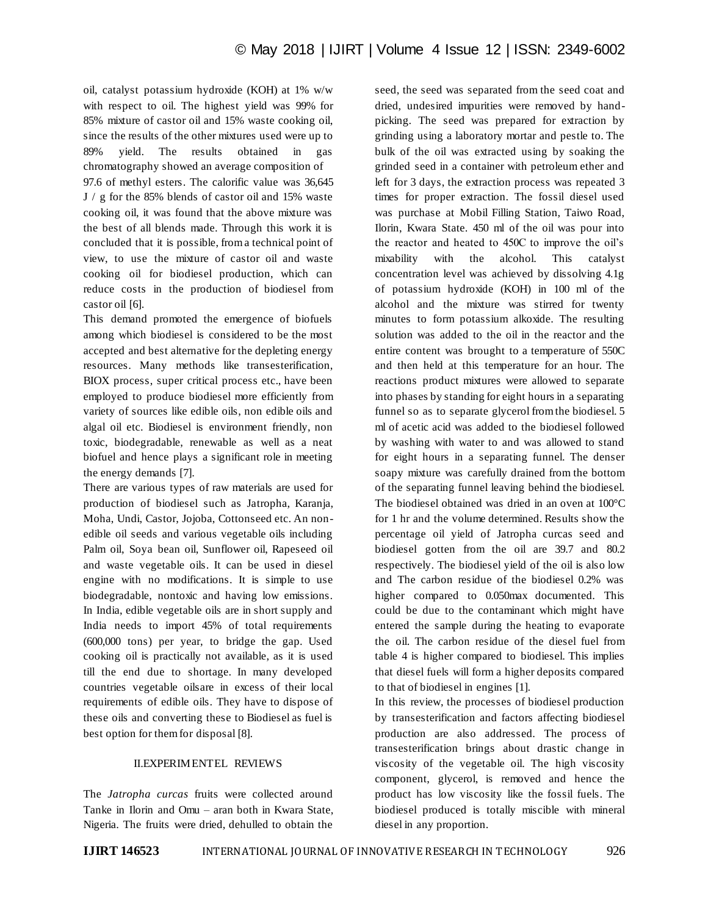oil, catalyst potassium hydroxide (KOH) at 1% w/w with respect to oil. The highest yield was 99% for 85% mixture of castor oil and 15% waste cooking oil, since the results of the other mixtures used were up to 89% yield. The results obtained in gas chromatography showed an average composition of 97.6 of methyl esters. The calorific value was 36,645 J / g for the 85% blends of castor oil and 15% waste cooking oil, it was found that the above mixture was the best of all blends made. Through this work it is concluded that it is possible, from a technical point of view, to use the mixture of castor oil and waste cooking oil for biodiesel production, which can reduce costs in the production of biodiesel from castor oil [6].

This demand promoted the emergence of biofuels among which biodiesel is considered to be the most accepted and best alternative for the depleting energy resources. Many methods like transesterification, BIOX process, super critical process etc., have been employed to produce biodiesel more efficiently from variety of sources like edible oils, non edible oils and algal oil etc. Biodiesel is environment friendly, non toxic, biodegradable, renewable as well as a neat biofuel and hence plays a significant role in meeting the energy demands [7].

There are various types of raw materials are used for production of biodiesel such as Jatropha, Karanja, Moha, Undi, Castor, Jojoba, Cottonseed etc. An non-edible oil seeds and various vegetable oils including Palm oil, Soya bean oil, Sunflower oil, Rapeseed oil and waste vegetable oils. It can be used in diesel engine with no modifications. It is simple to use biodegradable, nontoxic and having low emissions. In India, edible vegetable oils are in short supply and India needs to import 45% of total requirements (600,000 tons) per year, to bridge the gap. Used cooking oil is practically not available, as it is used till the end due to shortage. In many developed countries vegetable oilsare in excess of their local requirements of edible oils. They have to dispose of these oils and converting these to Biodiesel as fuel is best option for them for disposal [8].

## II.EXPERIMENTEL REVIEWS

The *Jatropha curcas* fruits were collected around Tanke in Ilorin and Omu – aran both in Kwara State, Nigeria. The fruits were dried, dehulled to obtain the seed, the seed was separated from the seed coat and dried, undesired impurities were removed by hand-picking. The seed was prepared for extraction by grinding using a laboratory mortar and pestle to. The bulk of the oil was extracted using by soaking the grinded seed in a container with petroleum ether and left for 3 days, the extraction process was repeated 3 times for proper extraction. The fossil diesel used was purchase at Mobil Filling Station, Taiwo Road, Ilorin, Kwara State. 450 ml of the oil was pour into the reactor and heated to 450C to improve the oil's mixability with the alcohol. This catalyst concentration level was achieved by dissolving 4.1g of potassium hydroxide (KOH) in 100 ml of the alcohol and the mixture was stirred for twenty minutes to form potassium alkoxide. The resulting solution was added to the oil in the reactor and the entire content was brought to a temperature of 550C and then held at this temperature for an hour. The reactions product mixtures were allowed to separate into phases by standing for eight hours in a separating funnel so as to separate glycerol from the biodiesel. 5 ml of acetic acid was added to the biodiesel followed by washing with water to and was allowed to stand for eight hours in a separating funnel. The denser soapy mixture was carefully drained from the bottom of the separating funnel leaving behind the biodiesel. The biodiesel obtained was dried in an oven at 100°C for 1 hr and the volume determined. Results show the percentage oil yield of Jatropha curcas seed and biodiesel gotten from the oil are 39.7 and 80.2 respectively. The biodiesel yield of the oil is also low and The carbon residue of the biodiesel 0.2% was higher compared to 0.050max documented. This could be due to the contaminant which might have entered the sample during the heating to evaporate the oil. The carbon residue of the diesel fuel from table 4 is higher compared to biodiesel. This implies that diesel fuels will form a higher deposits compared to that of biodiesel in engines [1].

In this review, the processes of biodiesel production by transesterification and factors affecting biodiesel production are also addressed. The process of transesterification brings about drastic change in viscosity of the vegetable oil. The high viscosity component, glycerol, is removed and hence the product has low viscosity like the fossil fuels. The biodiesel produced is totally miscible with mineral diesel in any proportion.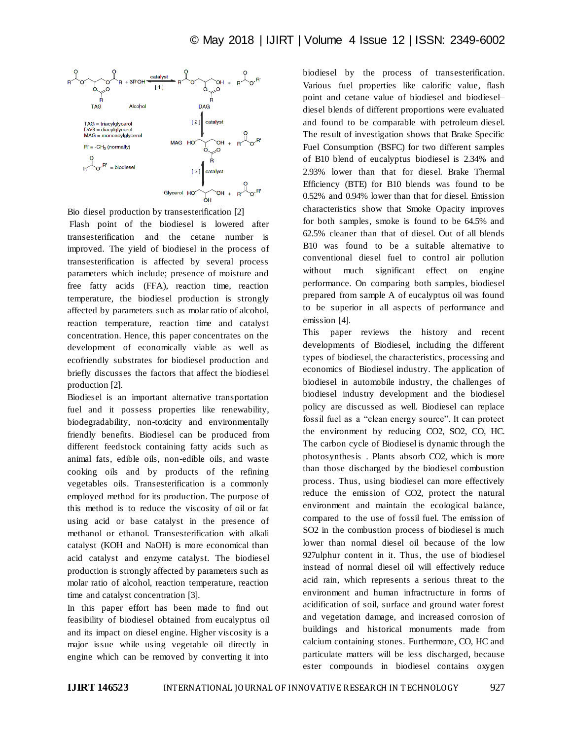Bio diesel production by transesterification [2]

Flash point of the biodiesel is lowered after transesterification and the cetane number is improved. The yield of biodiesel in the process of transesterification is affected by several process parameters which include; presence of moisture and free fatty acids (FFA), reaction time, reaction temperature, the biodiesel production is strongly affected by parameters such as molar ratio of alcohol, reaction temperature, reaction time and catalyst concentration. Hence, this paper concentrates on the development of economically viable as well as ecofriendly substrates for biodiesel production and briefly discusses the factors that affect the biodiesel production [2].

Biodiesel is an important alternative transportation fuel and it possess properties like renewability, biodegradability, non-toxicity and environmentally friendly benefits. Biodiesel can be produced from different feedstock containing fatty acids such as animal fats, edible oils, non-edible oils, and waste cooking oils and by products of the refining vegetables oils. Transesterification is a commonly employed method for its production. The purpose of this method is to reduce the viscosity of oil or fat using acid or base catalyst in the presence of methanol or ethanol. Transesterification with alkali catalyst (KOH and NaOH) is more economical than acid catalyst and enzyme catalyst. The biodiesel production is strongly affected by parameters such as molar ratio of alcohol, reaction temperature, reaction time and catalyst concentration [3].

In this paper effort has been made to find out feasibility of biodiesel obtained from eucalyptus oil and its impact on diesel engine. Higher viscosity is a major issue while using vegetable oil directly in engine which can be removed by converting it into biodiesel by the process of transesterification. Various fuel properties like calorific value, flash point and cetane value of biodiesel and biodiesel–diesel blends of different proportions were evaluated and found to be comparable with petroleum diesel. The result of investigation shows that Brake Specific Fuel Consumption (BSFC) for two different samples of B10 blend of eucalyptus biodiesel is 2.34% and 2.93% lower than that for diesel. Brake Thermal Efficiency (BTE) for B10 blends was found to be 0.52% and 0.94% lower than that for diesel. Emission characteristics show that Smoke Opacity improves for both samples, smoke is found to be 64.5% and 62.5% cleaner than that of diesel. Out of all blends B10 was found to be a suitable alternative to conventional diesel fuel to control air pollution without much significant effect on engine performance. On comparing both samples, biodiesel prepared from sample A of eucalyptus oil was found to be superior in all aspects of performance and emission [4].

This paper reviews the history and recent developments of Biodiesel, including the different types of biodiesel, the characteristics, processing and economics of Biodiesel industry. The application of biodiesel in automobile industry, the challenges of biodiesel industry development and the biodiesel policy are discussed as well. Biodiesel can replace fossil fuel as a "clean energy source". It can protect the environment by reducing $CO_2$, $SO_2$, CO, HC. The carbon cycle of Biodiesel is dynamic through the photosynthesis . Plants absorb $CO_2$, which is more than those discharged by the biodiesel combustion process. Thus, using biodiesel can more effectively reduce the emission of $CO_2$, protect the natural environment and maintain the ecological balance, compared to the use of fossil fuel. The emission of $SO_2$ in the combustion process of biodiesel is much lower than normal diesel oil because of the low 927ulphur content in it. Thus, the use of biodiesel instead of normal diesel oil will effectively reduce acid rain, which represents a serious threat to the environment and human infractructure in forms of acidification of soil, surface and ground water forest and vegetation damage, and increased corrosion of buildings and historical monuments made from calcium containing stones. Furthermore, CO, HC and particulate matters will be less discharged, because ester compounds in biodiesel contains oxygen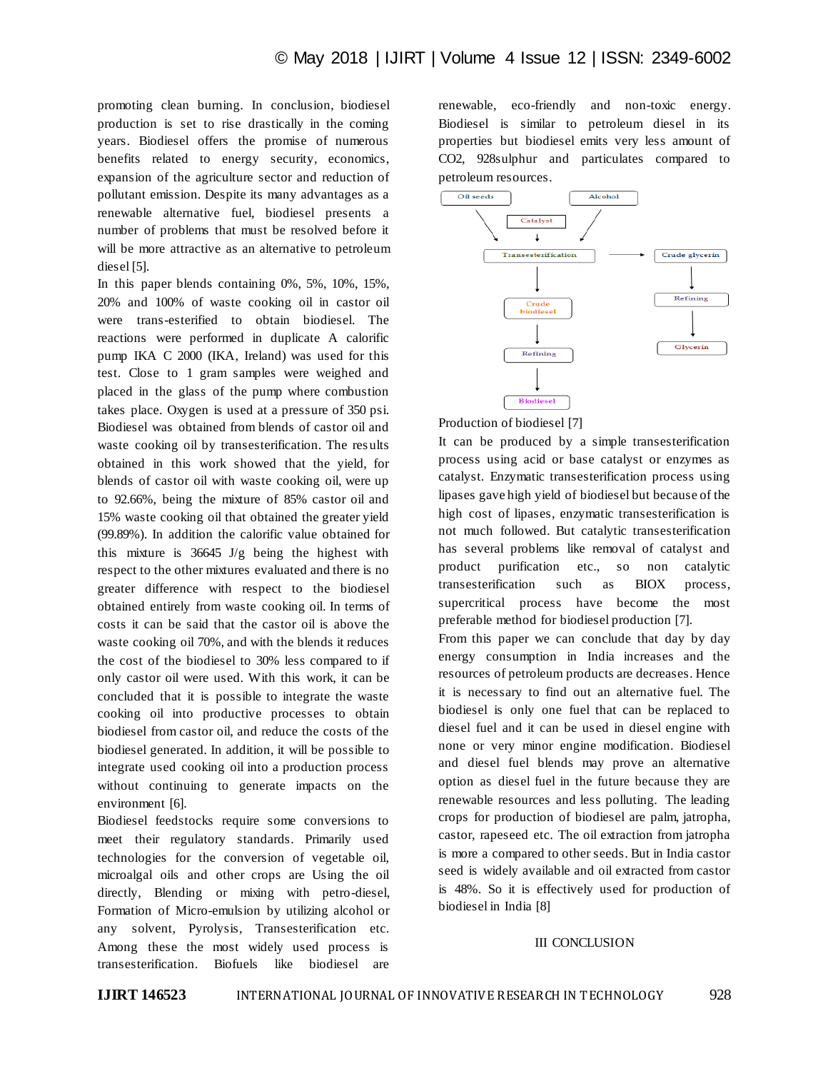promoting clean burning. In conclusion, biodiesel production is set to rise drastically in the coming years. Biodiesel offers the promise of numerous benefits related to energy security, economics, expansion of the agriculture sector and reduction of pollutant emission. Despite its many advantages as a renewable alternative fuel, biodiesel presents a number of problems that must be resolved before it will be more attractive as an alternative to petroleum diesel [5].

In this paper blends containing 0%, 5%, 10%, 15%, 20% and 100% of waste cooking oil in castor oil were trans-esterified to obtain biodiesel. The reactions were performed in duplicate A calorific pump IKA C 2000 (IKA, Ireland) was used for this test. Close to 1 gram samples were weighed and placed in the glass of the pump where combustion takes place. Oxygen is used at a pressure of 350 psi. Biodiesel was obtained from blends of castor oil and waste cooking oil by transesterification. The results obtained in this work showed that the yield, for blends of castor oil with waste cooking oil, were up to 92.66%, being the mixture of 85% castor oil and 15% waste cooking oil that obtained the greater yield (99.89%). In addition the calorific value obtained for this mixture is 36645 J/g being the highest with respect to the other mixtures evaluated and there is no greater difference with respect to the biodiesel obtained entirely from waste cooking oil. In terms of costs it can be said that the castor oil is above the waste cooking oil 70%, and with the blends it reduces the cost of the biodiesel to 30% less compared to if only castor oil were used. With this work, it can be concluded that it is possible to integrate the waste cooking oil into productive processes to obtain biodiesel from castor oil, and reduce the costs of the biodiesel generated. In addition, it will be possible to integrate used cooking oil into a production process without continuing to generate impacts on the environment [6].

Biodiesel feedstocks require some conversions to meet their regulatory standards. Primarily used technologies for the conversion of vegetable oil, microalgal oils and other crops are Using the oil directly, Blending or mixing with petro-diesel, Formation of Micro-emulsion by utilizing alcohol or any solvent, Pyrolysis, Transesterification etc. Among these the most widely used process is transesterification. Biofuels like biodiesel are renewable, eco-friendly and non-toxic energy. Biodiesel is similar to petroleum diesel in its properties but biodiesel emits very less amount of $CO_2$, 928sulphur and particulates compared to petroleum resources.

Production of biodiesel [7]

It can be produced by a simple transesterification process using acid or base catalyst or enzymes as catalyst. Enzymatic transesterification process using lipases gave high yield of biodiesel but because of the high cost of lipases, enzymatic transesterification is not much followed. But catalytic transesterification has several problems like removal of catalyst and product purification etc., so non catalytic transesterification such as BIOX process, supercritical process have become the most preferable method for biodiesel production [7].

From this paper we can conclude that day by day energy consumption in India increases and the resources of petroleum products are decreases. Hence it is necessary to find out an alternative fuel. The biodiesel is only one fuel that can be replaced to diesel fuel and it can be used in diesel engine with none or very minor engine modification. Biodiesel and diesel fuel blends may prove an alternative option as diesel fuel in the future because they are renewable resources and less polluting. The leading crops for production of biodiesel are palm, jatropha, castor, rapeseed etc. The oil extraction from jatropha is more a compared to other seeds. But in India castor seed is widely available and oil extracted from castor is 48%. So it is effectively used for production of biodiesel in India [8]

## III CONCLUSION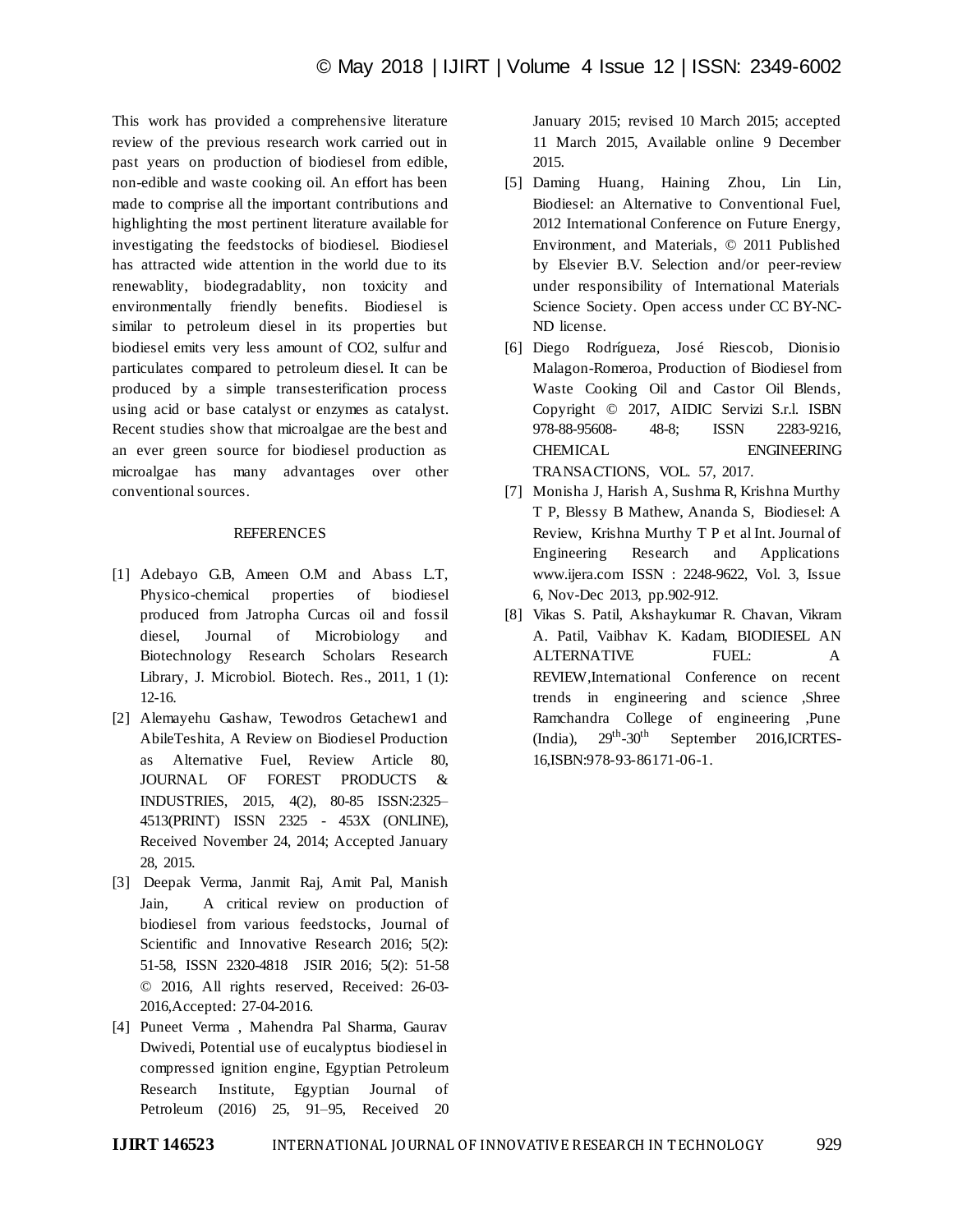This work has provided a comprehensive literature review of the previous research work carried out in past years on production of biodiesel from edible, non-edible and waste cooking oil. An effort has been made to comprise all the important contributions and highlighting the most pertinent literature available for investigating the feedstocks of biodiesel. Biodiesel has attracted wide attention in the world due to its renewablity, biodegradablity, non toxicity and environmentally friendly benefits. Biodiesel is similar to petroleum diesel in its properties but biodiesel emits very less amount of $CO_2$, sulfur and particulates compared to petroleum diesel. It can be produced by a simple transesterification process using acid or base catalyst or enzymes as catalyst. Recent studies show that microalgae are the best and an ever green source for biodiesel production as microalgae has many advantages over other conventional sources.

## REFERENCES

[1] Adebayo G.B, Ameen O.M and Abass L.T, Physico-chemical properties of biodiesel produced from Jatropha Curcas oil and fossil diesel, Journal of Microbiology and Biotechnology Research Scholars Research Library, J. Microbiol. Biotech. Res., 2011, 1 (1): 12-16.

[2] Alemayehu Gashaw, Tewodros Getachew1 and AbileTeshita, A Review on Biodiesel Production as Alternative Fuel, Review Article 80, JOURNAL OF FOREST PRODUCTS & INDUSTRIES, 2015, 4(2), 80-85 ISSN:2325–4513(PRINT) ISSN 2325 - 453X (ONLINE), Received November 24, 2014; Accepted January 28, 2015.

[3] Deepak Verma, Janmit Raj, Amit Pal, Manish Jain, A critical review on production of biodiesel from various feedstocks, Journal of Scientific and Innovative Research 2016; 5(2): 51-58, ISSN 2320-4818 JSIR 2016; 5(2): 51-58 © 2016, All rights reserved, Received: 26-03-2016,Accepted: 27-04-2016.

[4] Puneet Verma , Mahendra Pal Sharma, Gaurav Dwivedi, Potential use of eucalyptus biodiesel in compressed ignition engine, Egyptian Petroleum Research Institute, Egyptian Journal of Petroleum (2016) 25, 91–95, Received 20 January 2015; revised 10 March 2015; accepted 11 March 2015, Available online 9 December 2015.

[5] Daming Huang, Haining Zhou, Lin Lin, Biodiesel: an Alternative to Conventional Fuel, 2012 International Conference on Future Energy, Environment, and Materials, © 2011 Published by Elsevier B.V. Selection and/or peer-review under responsibility of International Materials Science Society. Open access under CC BY-NC-ND license.

[6] Diego Rodrígueza, José Riescob, Dionisio Malagon-Romeroa, Production of Biodiesel from Waste Cooking Oil and Castor Oil Blends, Copyright © 2017, AIDIC Servizi S.r.l. ISBN 978-88-95608- 48-8; ISSN 2283-9216, CHEMICAL ENGINEERING TRANSACTIONS, VOL. 57, 2017.

[7] Monisha J, Harish A, Sushma R, Krishna Murthy T P, Blessy B Mathew, Ananda S, Biodiesel: A Review, Krishna Murthy T P et al Int. Journal of Engineering Research and Applications www.ijera.com ISSN : 2248-9622, Vol. 3, Issue 6, Nov-Dec 2013, pp.902-912.

[8] Vikas S. Patil, Akshaykumar R. Chavan, Vikram A. Patil, Vaibhav K. Kadam, BIODIESEL AN ALTERNATIVE FUEL: A REVIEW,International Conference on recent trends in engineering and science ,Shree Ramchandra College of engineering ,Pune (India), 29th-30th September 2016,ICRTES-16,ISBN:978-93-86171-06-1.